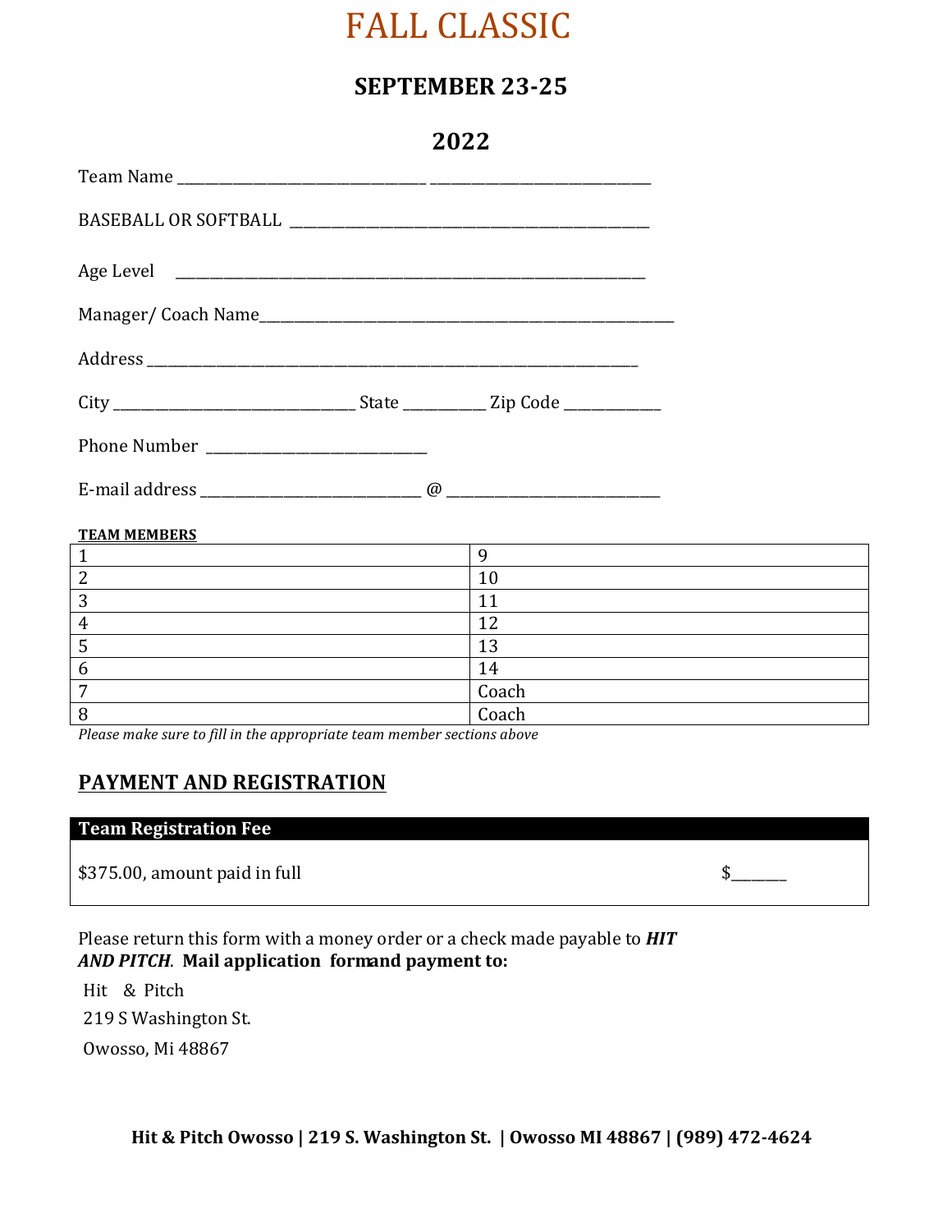# FALL CLASSIC

## SEPTEMBER 23-25

## 2022

Team Name ________________________________ ____________________________

BASEBALL OR SOFTBALL ______________________________________________

Age Level ____________________________________________________________

Manager/ Coach Name_____________________________________________________

Address ______________________________________________________________

City _______________________________ State __________ Zip Code ____________

Phone Number ____________________________

E-mail address ____________________________ @ ____________________________

**TEAM MEMBERS**

| | |
|---|---|
| 1 | 9 |
| 2 | 10 |
| 3 | 11 |
| 4 | 12 |
| 5 | 13 |
| 6 | 14 |
| 7 | Coach |
| 8 | Coach |

*Please make sure to fill in the appropriate team member sections above*

## PAYMENT AND REGISTRATION

| Team Registration Fee | |
|---|---|
| $375.00, amount paid in full | $_______ |

Please return this form with a money order or a check made payable to ***HIT AND PITCH***. **Mail application formand payment to:**

Hit & Pitch

219 S Washington St.

Owosso, Mi 48867

**Hit & Pitch Owosso | 219 S. Washington St. | Owosso MI 48867 | (989) 472-4624**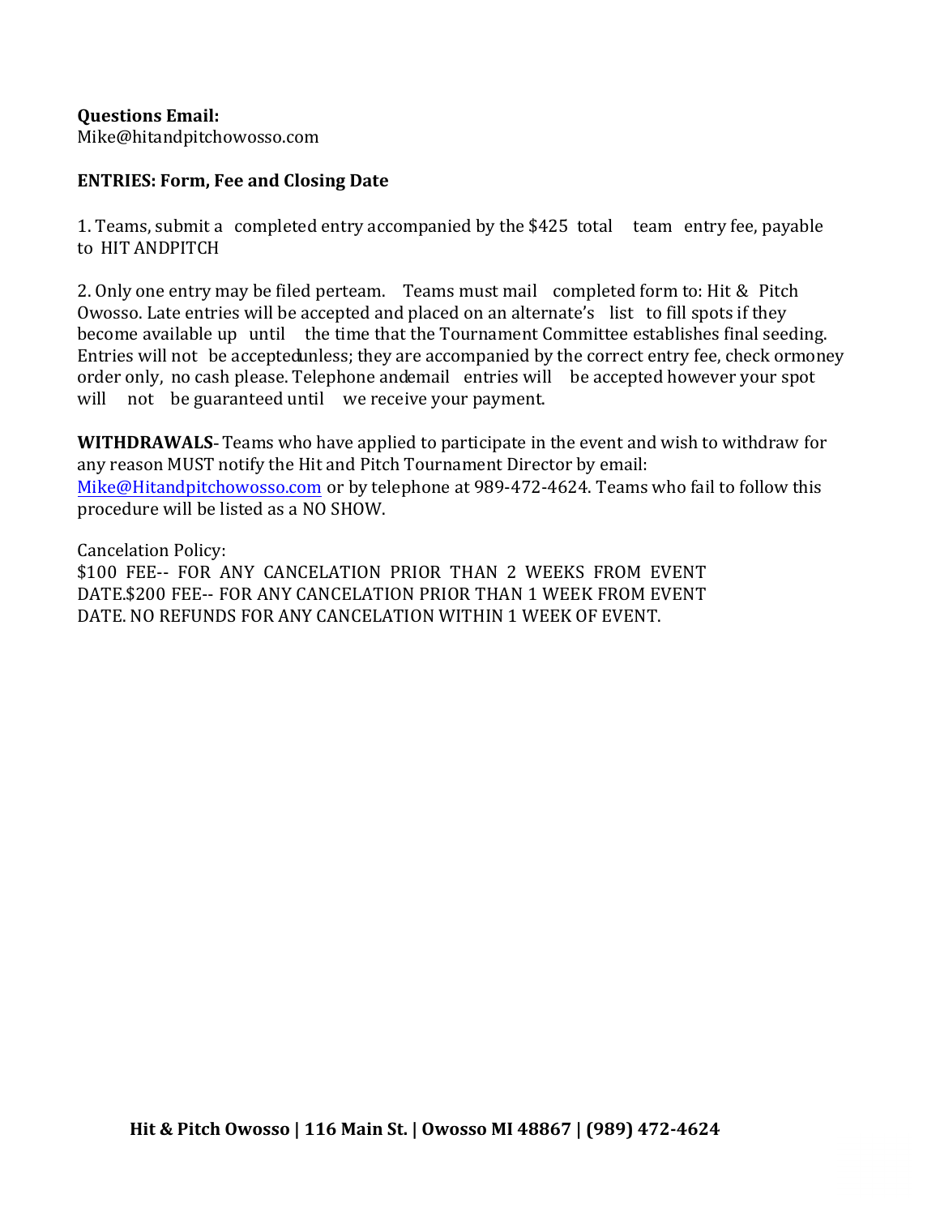**Questions Email:**
Mike@hitandpitchowosso.com

**ENTRIES: Form, Fee and Closing Date**

1. Teams, submit a completed entry accompanied by the $425 total team entry fee, payable to HIT ANDPITCH

2. Only one entry may be filed perteam. Teams must mail completed form to: Hit & Pitch Owosso. Late entries will be accepted and placed on an alternate's list to fill spots if they become available up until the time that the Tournament Committee establishes final seeding. Entries will not be acceptedunless; they are accompanied by the correct entry fee, check ormoney order only, no cash please. Telephone andemail entries will be accepted however your spot will not be guaranteed until we receive your payment.

**WITHDRAWALS**- Teams who have applied to participate in the event and wish to withdraw for any reason MUST notify the Hit and Pitch Tournament Director by email: Mike@Hitandpitchowosso.com or by telephone at 989-472-4624. Teams who fail to follow this procedure will be listed as a NO SHOW.

Cancelation Policy:
$100 FEE-- FOR ANY CANCELATION PRIOR THAN 2 WEEKS FROM EVENT DATE.$200 FEE-- FOR ANY CANCELATION PRIOR THAN 1 WEEK FROM EVENT DATE. NO REFUNDS FOR ANY CANCELATION WITHIN 1 WEEK OF EVENT.

**Hit & Pitch Owosso | 116 Main St. | Owosso MI 48867 | (989) 472-4624**